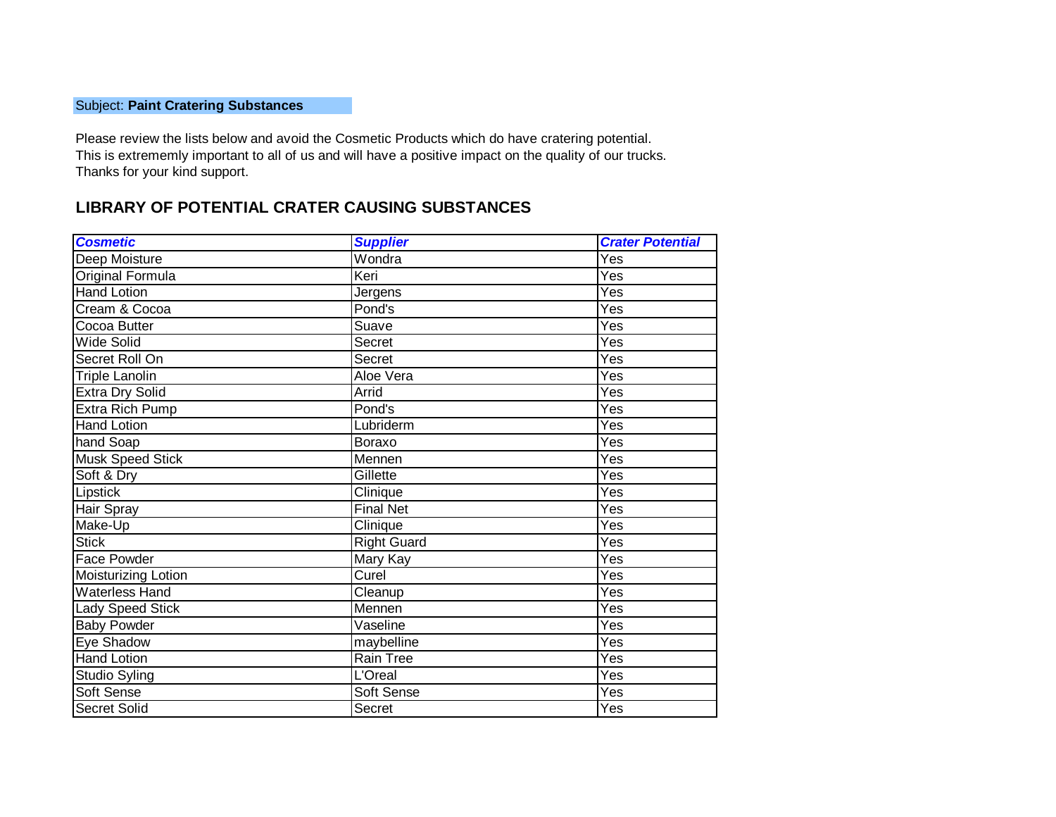Subject: **Paint Cratering Substances**

Please review the lists below and avoid the Cosmetic Products which do have cratering potential.
This is extrememly important to all of us and will have a positive impact on the quality of our trucks.
Thanks for your kind support.

## LIBRARY OF POTENTIAL CRATER CAUSING SUBSTANCES

| ***Cosmetic*** | ***Supplier*** | ***Crater Potential*** |
|---|---|---|
| Deep Moisture | Wondra | Yes |
| Original Formula | Keri | Yes |
| Hand Lotion | Jergens | Yes |
| Cream & Cocoa | Pond's | Yes |
| Cocoa Butter | Suave | Yes |
| Wide Solid | Secret | Yes |
| Secret Roll On | Secret | Yes |
| Triple Lanolin | Aloe Vera | Yes |
| Extra Dry Solid | Arrid | Yes |
| Extra Rich Pump | Pond's | Yes |
| Hand Lotion | Lubriderm | Yes |
| hand Soap | Boraxo | Yes |
| Musk Speed Stick | Mennen | Yes |
| Soft & Dry | Gillette | Yes |
| Lipstick | Clinique | Yes |
| Hair Spray | Final Net | Yes |
| Make-Up | Clinique | Yes |
| Stick | Right Guard | Yes |
| Face Powder | Mary Kay | Yes |
| Moisturizing Lotion | Curel | Yes |
| Waterless Hand | Cleanup | Yes |
| Lady Speed Stick | Mennen | Yes |
| Baby Powder | Vaseline | Yes |
| Eye Shadow | maybelline | Yes |
| Hand Lotion | Rain Tree | Yes |
| Studio Syling | L'Oreal | Yes |
| Soft Sense | Soft Sense | Yes |
| Secret Solid | Secret | Yes |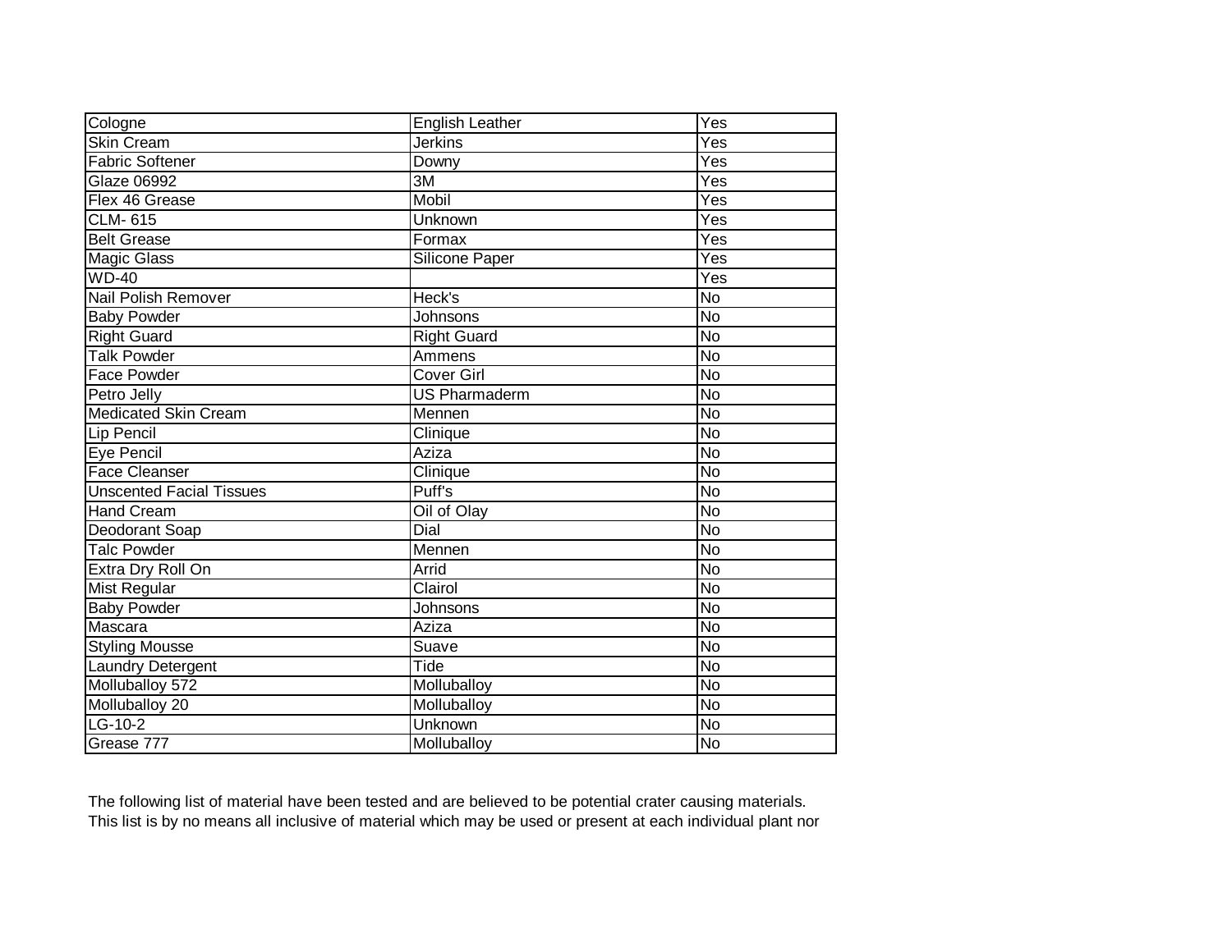| Cologne | English Leather | Yes |
|---|---|---|
| Skin Cream | Jerkins | Yes |
| Fabric Softener | Downy | Yes |
| Glaze 06992 | 3M | Yes |
| Flex 46 Grease | Mobil | Yes |
| CLM- 615 | Unknown | Yes |
| Belt Grease | Formax | Yes |
| Magic Glass | Silicone Paper | Yes |
| WD-40 | | Yes |
| Nail Polish Remover | Heck's | No |
| Baby Powder | Johnsons | No |
| Right Guard | Right Guard | No |
| Talk Powder | Ammens | No |
| Face Powder | Cover Girl | No |
| Petro Jelly | US Pharmaderm | No |
| Medicated Skin Cream | Mennen | No |
| Lip Pencil | Clinique | No |
| Eye Pencil | Aziza | No |
| Face Cleanser | Clinique | No |
| Unscented Facial Tissues | Puff's | No |
| Hand Cream | Oil of Olay | No |
| Deodorant Soap | Dial | No |
| Talc Powder | Mennen | No |
| Extra Dry Roll On | Arrid | No |
| Mist Regular | Clairol | No |
| Baby Powder | Johnsons | No |
| Mascara | Aziza | No |
| Styling Mousse | Suave | No |
| Laundry Detergent | Tide | No |
| Molluballoy 572 | Molluballoy | No |
| Molluballoy 20 | Molluballoy | No |
| LG-10-2 | Unknown | No |
| Grease 777 | Molluballoy | No |

The following list of material have been tested and are believed to be potential crater causing materials.
This list is by no means all inclusive of material which may be used or present at each individual plant nor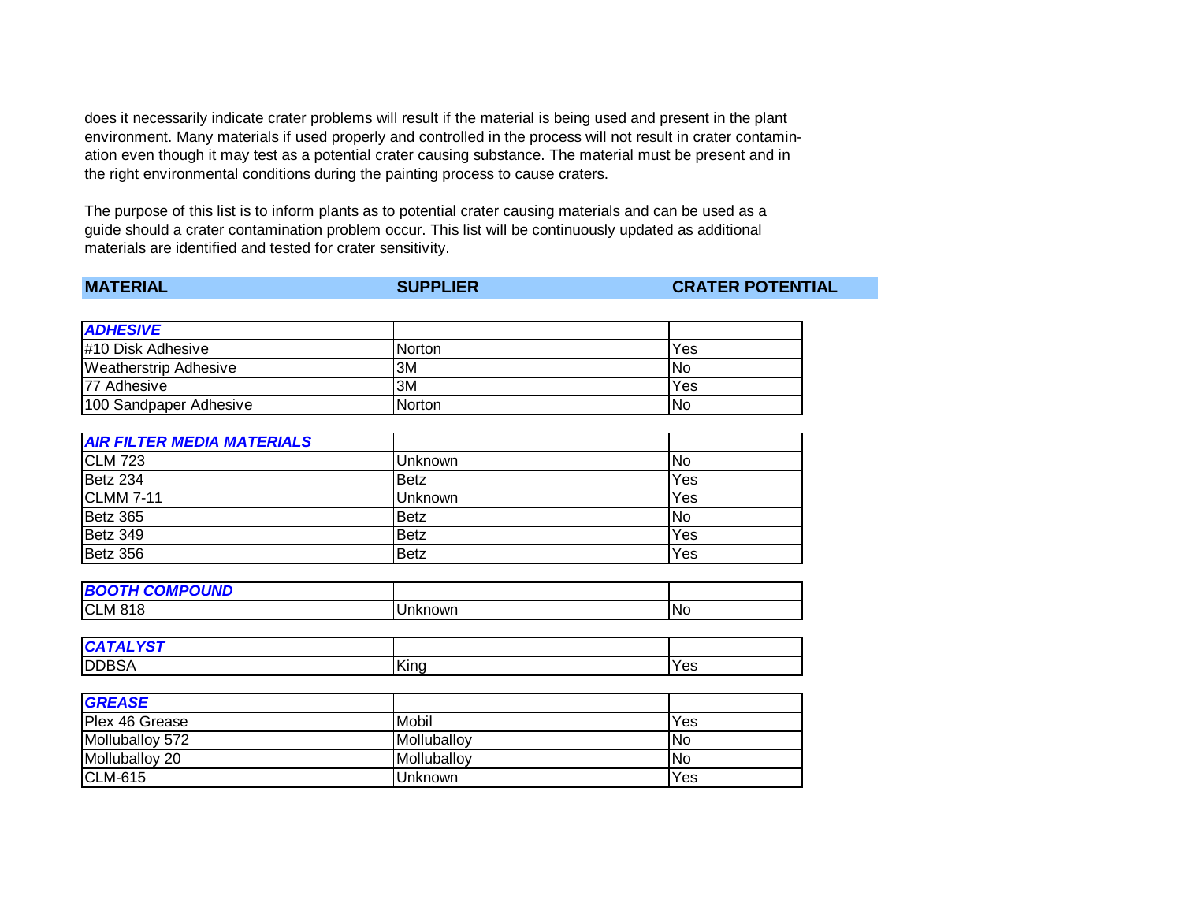does it necessarily indicate crater problems will result if the material is being used and present in the plant environment. Many materials if used properly and controlled in the process will not result in crater contamination even though it may test as a potential crater causing substance. The material must be present and in the right environmental conditions during the painting process to cause craters.

The purpose of this list is to inform plants as to potential crater causing materials and can be used as a guide should a crater contamination problem occur. This list will be continuously updated as additional materials are identified and tested for crater sensitivity.

| MATERIAL | SUPPLIER | CRATER POTENTIAL |
|---|---|---|
| ***ADHESIVE*** | | |
| #10 Disk Adhesive | Norton | Yes |
| Weatherstrip Adhesive | 3M | No |
| 77 Adhesive | 3M | Yes |
| 100 Sandpaper Adhesive | Norton | No |
| ***AIR FILTER MEDIA MATERIALS*** | | |
| CLM 723 | Unknown | No |
| Betz 234 | Betz | Yes |
| CLMM 7-11 | Unknown | Yes |
| Betz 365 | Betz | No |
| Betz 349 | Betz | Yes |
| Betz 356 | Betz | Yes |
| ***BOOTH COMPOUND*** | | |
| CLM 818 | Unknown | No |
| ***CATALYST*** | | |
| DDBSA | King | Yes |
| ***GREASE*** | | |
| Plex 46 Grease | Mobil | Yes |
| Molluballoy 572 | Molluballoy | No |
| Molluballoy 20 | Molluballoy | No |
| CLM-615 | Unknown | Yes |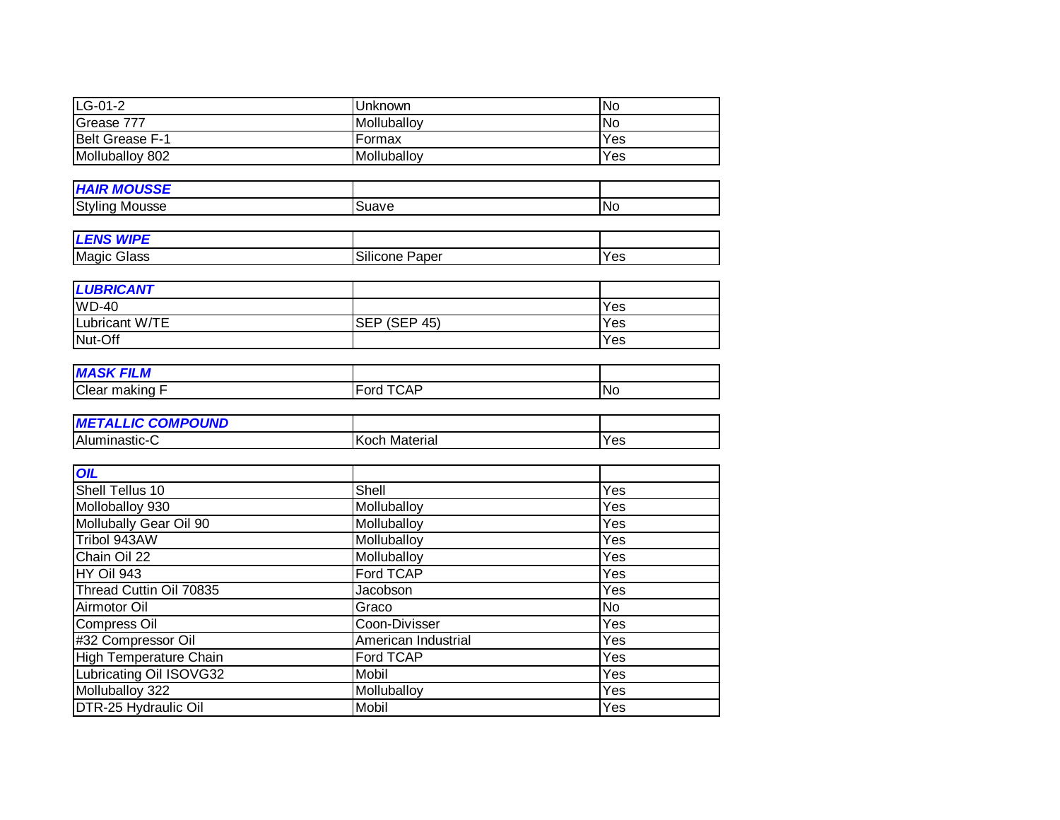| | | |
|---|---|---|
| LG-01-2 | Unknown | No |
| Grease 777 | Molluballoy | No |
| Belt Grease F-1 | Formax | Yes |
| Molluballoy 802 | Molluballoy | Yes |

| ***HAIR MOUSSE*** | | |
|---|---|---|
| Styling Mousse | Suave | No |

| ***LENS WIPE*** | | |
|---|---|---|
| Magic Glass | Silicone Paper | Yes |

| ***LUBRICANT*** | | |
|---|---|---|
| WD-40 | | Yes |
| Lubricant W/TE | SEP (SEP 45) | Yes |
| Nut-Off | | Yes |

| ***MASK FILM*** | | |
|---|---|---|
| Clear making F | Ford TCAP | No |

| ***METALLIC COMPOUND*** | | |
|---|---|---|
| Aluminastic-C | Koch Material | Yes |

| ***OIL*** | | |
|---|---|---|
| Shell Tellus 10 | Shell | Yes |
| Molloballoy 930 | Molluballoy | Yes |
| Mollubally Gear Oil 90 | Molluballoy | Yes |
| Tribol 943AW | Molluballoy | Yes |
| Chain Oil 22 | Molluballoy | Yes |
| HY Oil 943 | Ford TCAP | Yes |
| Thread Cuttin Oil 70835 | Jacobson | Yes |
| Airmotor Oil | Graco | No |
| Compress Oil | Coon-Divisser | Yes |
| #32 Compressor Oil | American Industrial | Yes |
| High Temperature Chain | Ford TCAP | Yes |
| Lubricating Oil ISOVG32 | Mobil | Yes |
| Molluballoy 322 | Molluballoy | Yes |
| DTR-25 Hydraulic Oil | Mobil | Yes |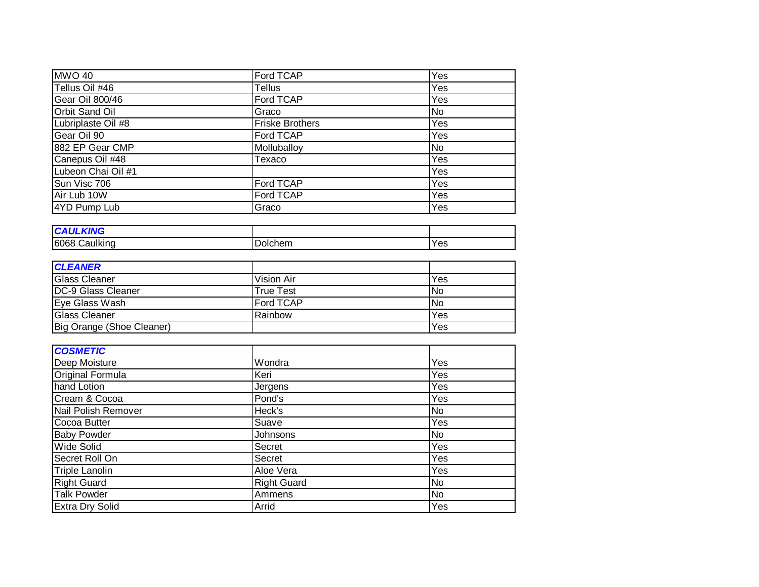| | | |
|---|---|---|
| MWO 40 | Ford TCAP | Yes |
| Tellus Oil #46 | Tellus | Yes |
| Gear Oil 800/46 | Ford TCAP | Yes |
| Orbit Sand Oil | Graco | No |
| Lubriplaste Oil #8 | Friske Brothers | Yes |
| Gear Oil 90 | Ford TCAP | Yes |
| 882 EP Gear CMP | Mollublalloy | No |
| Canepus Oil #48 | Texaco | Yes |
| Lubeon Chai Oil #1 | | Yes |
| Sun Visc 706 | Ford TCAP | Yes |
| Air Lub 10W | Ford TCAP | Yes |
| 4YD Pump Lub | Graco | Yes |

| ***CAULKING*** | | |
|---|---|---|
| 6068 Caulking | Dolchem | Yes |

| ***CLEANER*** | | |
|---|---|---|
| Glass Cleaner | Vision Air | Yes |
| DC-9 Glass Cleaner | True Test | No |
| Eye Glass Wash | Ford TCAP | No |
| Glass Cleaner | Rainbow | Yes |
| Big Orange (Shoe Cleaner) | | Yes |

| ***COSMETIC*** | | |
|---|---|---|
| Deep Moisture | Wondra | Yes |
| Original Formula | Keri | Yes |
| hand Lotion | Jergens | Yes |
| Cream & Cocoa | Pond's | Yes |
| Nail Polish Remover | Heck's | No |
| Cocoa Butter | Suave | Yes |
| Baby Powder | Johnsons | No |
| Wide Solid | Secret | Yes |
| Secret Roll On | Secret | Yes |
| Triple Lanolin | Aloe Vera | Yes |
| Right Guard | Right Guard | No |
| Talk Powder | Ammens | No |
| Extra Dry Solid | Arrid | Yes |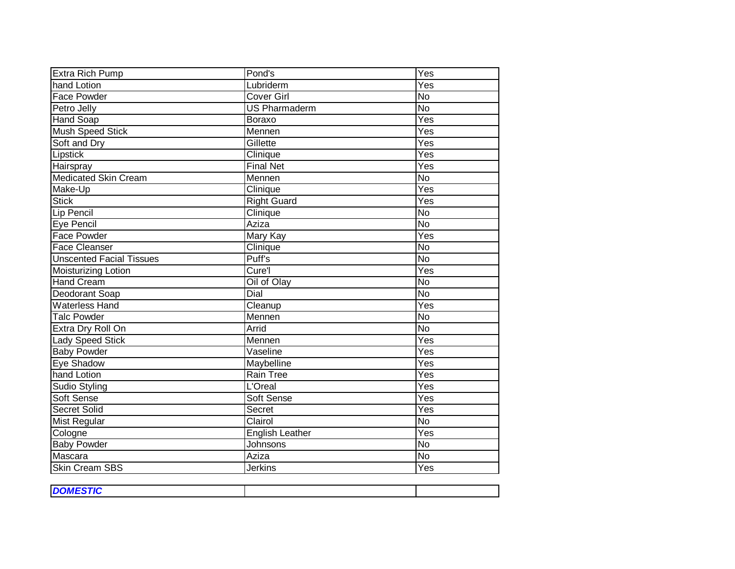| Extra Rich Pump | Pond's | Yes |
|---|---|---|
| hand Lotion | Lubriderm | Yes |
| Face Powder | Cover Girl | No |
| Petro Jelly | US Pharmaderm | No |
| Hand Soap | Boraxo | Yes |
| Mush Speed Stick | Mennen | Yes |
| Soft and Dry | Gillette | Yes |
| Lipstick | Clinique | Yes |
| Hairspray | Final Net | Yes |
| Medicated Skin Cream | Mennen | No |
| Make-Up | Clinique | Yes |
| Stick | Right Guard | Yes |
| Lip Pencil | Clinique | No |
| Eye Pencil | Aziza | No |
| Face Powder | Mary Kay | Yes |
| Face Cleanser | Clinique | No |
| Unscented Facial Tissues | Puff's | No |
| Moisturizing Lotion | Cure'l | Yes |
| Hand Cream | Oil of Olay | No |
| Deodorant Soap | Dial | No |
| Waterless Hand | Cleanup | Yes |
| Talc Powder | Mennen | No |
| Extra Dry Roll On | Arrid | No |
| Lady Speed Stick | Mennen | Yes |
| Baby Powder | Vaseline | Yes |
| Eye Shadow | Maybelline | Yes |
| hand Lotion | Rain Tree | Yes |
| Sudio Styling | L'Oreal | Yes |
| Soft Sense | Soft Sense | Yes |
| Secret Solid | Secret | Yes |
| Mist Regular | Clairol | No |
| Cologne | English Leather | Yes |
| Baby Powder | Johnsons | No |
| Mascara | Aziza | No |
| Skin Cream SBS | Jerkins | Yes |

| ***DOMESTIC*** | | |
|---|---|---|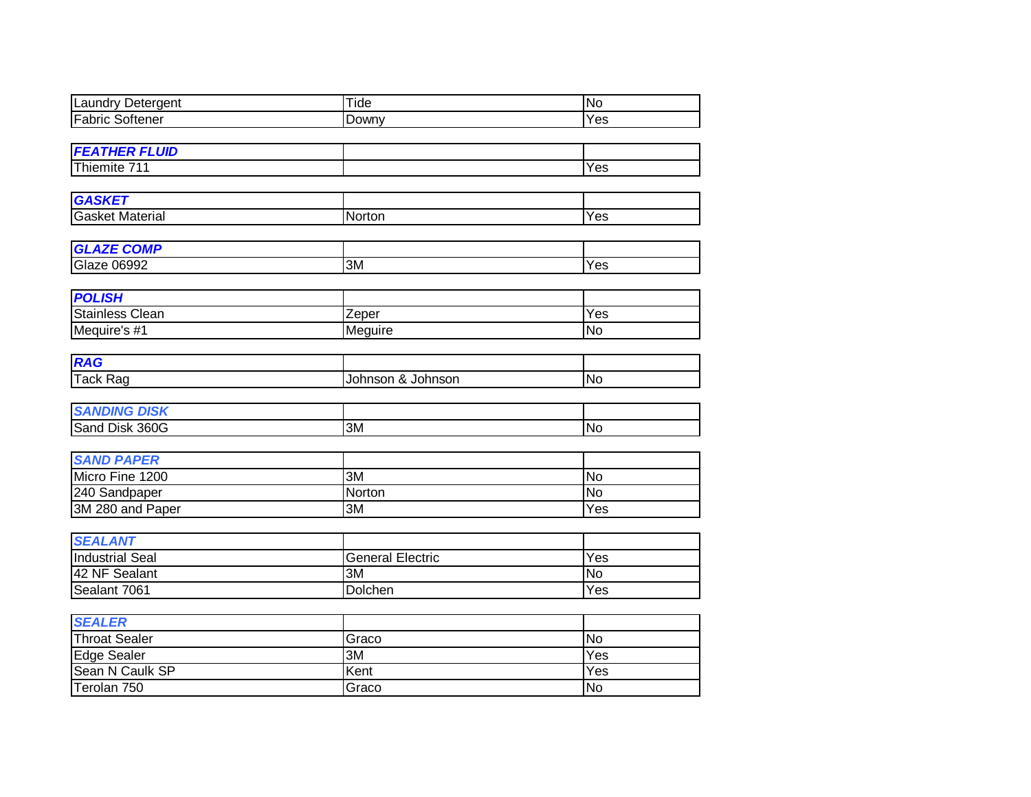| | | |
|---|---|---|
| Laundry Detergent | Tide | No |
| Fabric Softener | Downy | Yes |

| ***FEATHER FLUID*** | | |
|---|---|---|
| Thiemite 711 | | Yes |

| ***GASKET*** | | |
|---|---|---|
| Gasket Material | Norton | Yes |

| ***GLAZE COMP*** | | |
|---|---|---|
| Glaze 06992 | 3M | Yes |

| ***POLISH*** | | |
|---|---|---|
| Stainless Clean | Zeper | Yes |
| Mequire's #1 | Meguire | No |

| ***RAG*** | | |
|---|---|---|
| Tack Rag | Johnson & Johnson | No |

| ***SANDING DISK*** | | |
|---|---|---|
| Sand Disk 360G | 3M | No |

| ***SAND PAPER*** | | |
|---|---|---|
| Micro Fine 1200 | 3M | No |
| 240 Sandpaper | Norton | No |
| 3M 280 and Paper | 3M | Yes |

| ***SEALANT*** | | |
|---|---|---|
| Industrial Seal | General Electric | Yes |
| 42 NF Sealant | 3M | No |
| Sealant 7061 | Dolchen | Yes |

| ***SEALER*** | | |
|---|---|---|
| Throat Sealer | Graco | No |
| Edge Sealer | 3M | Yes |
| Sean N Caulk SP | Kent | Yes |
| Terolan 750 | Graco | No |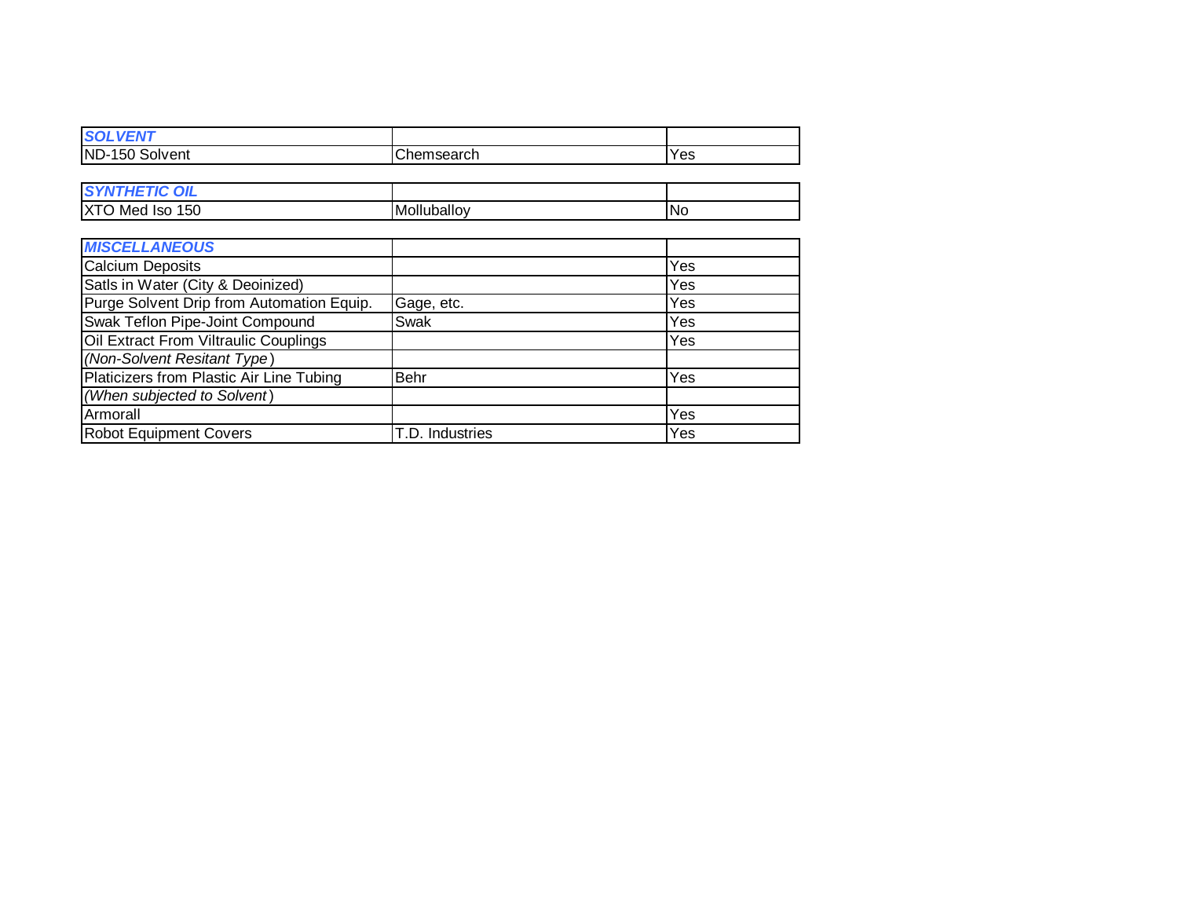| | | |
|---|---|---|
| ***SOLVENT*** | | |
| ND-150 Solvent | Chemsearch | Yes |

| | | |
|---|---|---|
| ***SYNTHETIC OIL*** | | |
| XTO Med Iso 150 | Molluballoy | No |

| | | |
|---|---|---|
| ***MISCELLANEOUS*** | | |
| Calcium Deposits | | Yes |
| Satls in Water (City & Deoinized) | | Yes |
| Purge Solvent Drip from Automation Equip. | Gage, etc. | Yes |
| Swak Teflon Pipe-Joint Compound | Swak | Yes |
| Oil Extract From Viltraulic Couplings | | Yes |
| *(Non-Solvent Resitant Type*) | | |
| Platicizers from Plastic Air Line Tubing | Behr | Yes |
| *(When subjected to Solvent*) | | |
| Armorall | | Yes |
| Robot Equipment Covers | T.D. Industries | Yes |